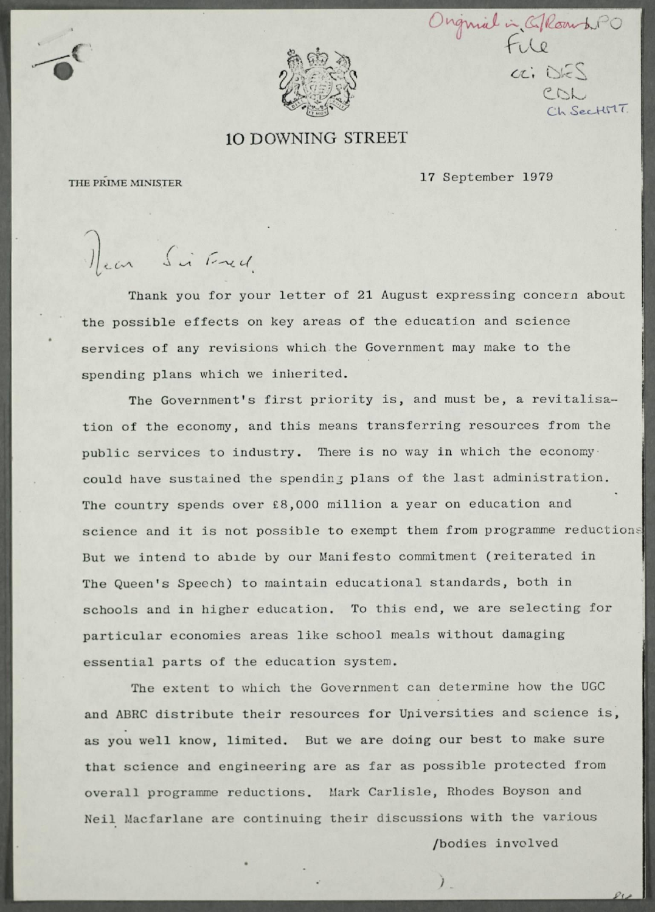Original in G/Rowh PO File
cc: DES
CDL
Ch SecHMT.

# 10 DOWNING STREET

THE PRIME MINISTER

17 September 1979

Dear Sir Fred,

Thank you for your letter of 21 August expressing concern about the possible effects on key areas of the education and science services of any revisions which the Government may make to the spending plans which we inherited.

The Government's first priority is, and must be, a revitalisation of the economy, and this means transferring resources from the public services to industry. There is no way in which the economy could have sustained the spending plans of the last administration. The country spends over £8,000 million a year on education and science and it is not possible to exempt them from programme reductions. But we intend to abide by our Manifesto commitment (reiterated in The Queen's Speech) to maintain educational standards, both in schools and in higher education. To this end, we are selecting for particular economies areas like school meals without damaging essential parts of the education system.

The extent to which the Government can determine how the UGC and ABRC distribute their resources for Universities and science is, as you well know, limited. But we are doing our best to make sure that science and engineering are as far as possible protected from overall programme reductions. Mark Carlisle, Rhodes Boyson and Neil Macfarlane are continuing their discussions with the various

/bodies involved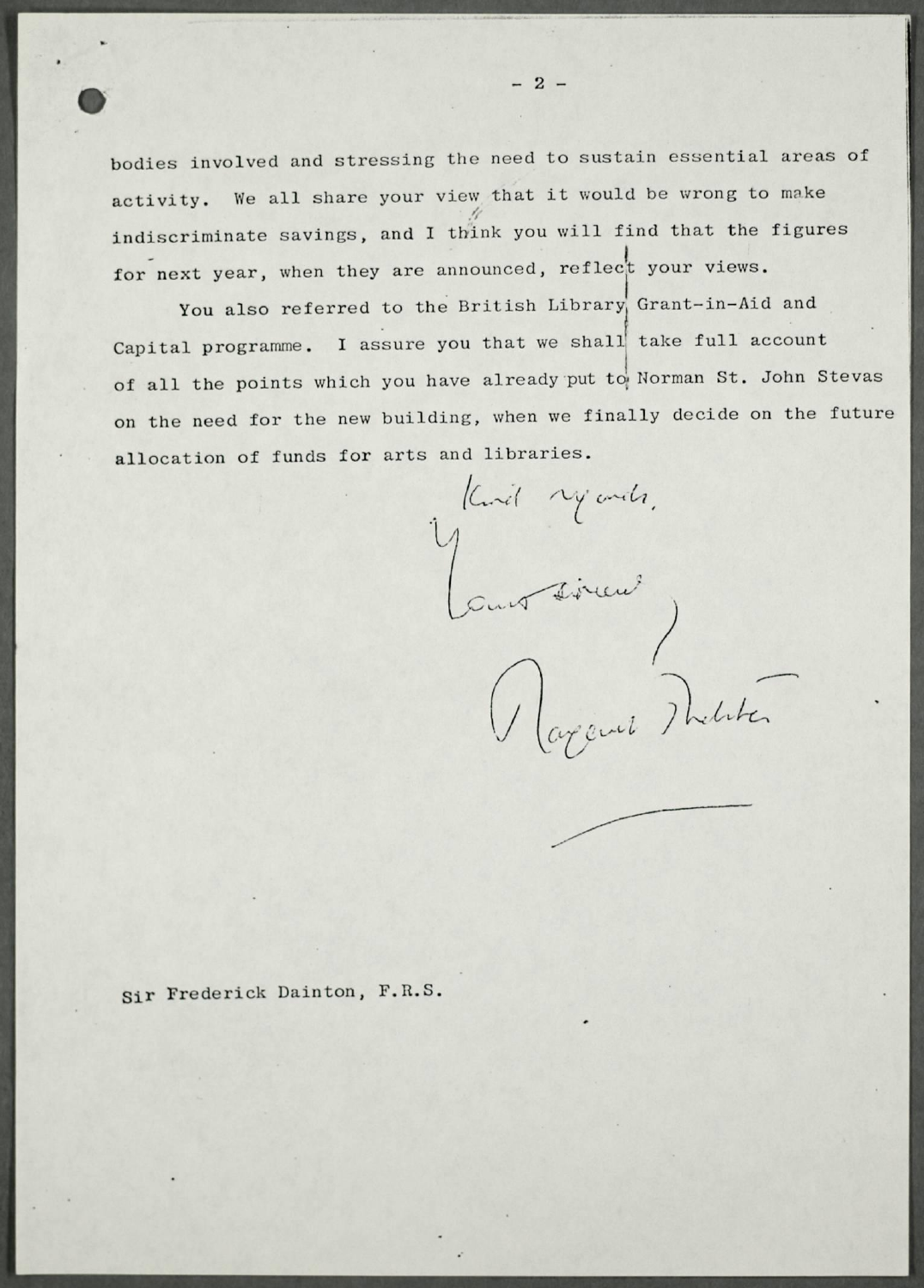bodies involved and stressing the need to sustain essential areas of activity. We all share your view that it would be wrong to make indiscriminate savings, and I think you will find that the figures for next year, when they are announced, reflect your views.

You also referred to the British Library Grant-in-Aid and Capital programme. I assure you that we shall take full account of all the points which you have already put to Norman St. John Stevas on the need for the new building, when we finally decide on the future allocation of funds for arts and libraries.

Kind regards,

Yours sincerely

Margaret Thatcher

Sir Frederick Dainton, F.R.S.